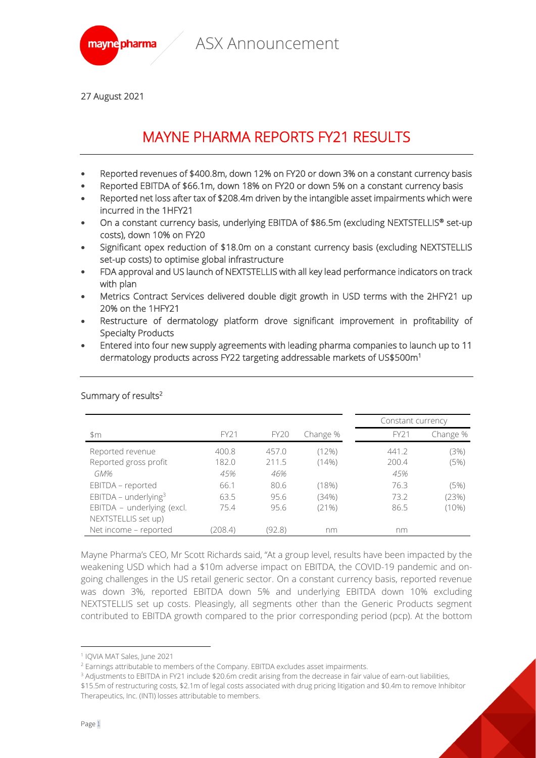27 August 2021

# MAYNE PHARMA REPORTS FY21 RESULTS

- Reported revenues of $400.8m, down 12% on FY20 or down 3% on a constant currency basis
- Reported EBITDA of $66.1m, down 18% on FY20 or down 5% on a constant currency basis
- Reported net loss after tax of $208.4m driven by the intangible asset impairments which were incurred in the 1HFY21
- On a constant currency basis, underlying EBITDA of $86.5m (excluding NEXTSTELLIS® set-up costs), down 10% on FY20
- Significant opex reduction of $18.0m on a constant currency basis (excluding NEXTSTELLIS set-up costs) to optimise global infrastructure
- FDA approval and US launch of NEXTSTELLIS with all key lead performance indicators on track with plan
- Metrics Contract Services delivered double digit growth in USD terms with the 2HFY21 up 20% on the 1HFY21
- Restructure of dermatology platform drove significant improvement in profitability of Specialty Products
- Entered into four new supply agreements with leading pharma companies to launch up to 11 dermatology products across FY22 targeting addressable markets of US$500m[1]

## Summary of results[2]

| | | | | Constant currency | |
|---|---|---|---|---|---|
| $m | FY21 | FY20 | Change % | FY21 | Change % |
| Reported revenue | 400.8 | 457.0 | (12%) | 441.2 | (3%) |
| Reported gross profit | 182.0 | 211.5 | (14%) | 200.4 | (5%) |
| *GM%* | *45%* | *46%* | | *45%* | |
| EBITDA – reported | 66.1 | 80.6 | (18%) | 76.3 | (5%) |
| EBITDA – underlying[3] | 63.5 | 95.6 | (34%) | 73.2 | (23%) |
| EBITDA – underlying (excl. NEXTSTELLIS set up) | 75.4 | 95.6 | (21%) | 86.5 | (10%) |
| Net income – reported | (208.4) | (92.8) | nm | nm | |

Mayne Pharma's CEO, Mr Scott Richards said, "At a group level, results have been impacted by the weakening USD which had a $10m adverse impact on EBITDA, the COVID-19 pandemic and on-going challenges in the US retail generic sector. On a constant currency basis, reported revenue was down 3%, reported EBITDA down 5% and underlying EBITDA down 10% excluding NEXTSTELLIS set up costs. Pleasingly, all segments other than the Generic Products segment contributed to EBITDA growth compared to the prior corresponding period (pcp). At the bottom

---

[1] IQVIA MAT Sales, June 2021

[2] Earnings attributable to members of the Company. EBITDA excludes asset impairments.

[3] Adjustments to EBITDA in FY21 include $20.6m credit arising from the decrease in fair value of earn-out liabilities, $15.5m of restructuring costs, $2.1m of legal costs associated with drug pricing litigation and $0.4m to remove Inhibitor Therapeutics, Inc. (INTI) losses attributable to members.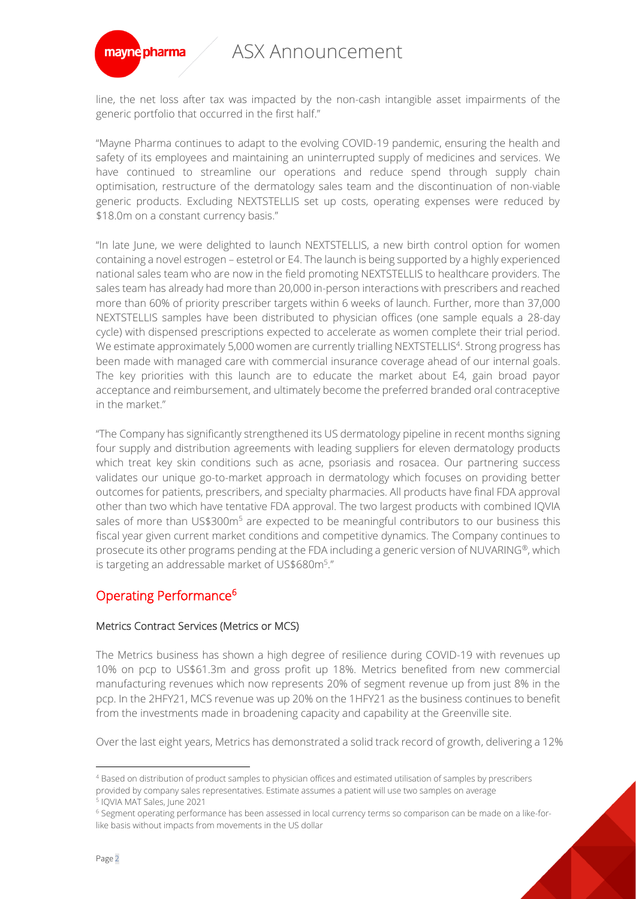line, the net loss after tax was impacted by the non-cash intangible asset impairments of the generic portfolio that occurred in the first half."

"Mayne Pharma continues to adapt to the evolving COVID-19 pandemic, ensuring the health and safety of its employees and maintaining an uninterrupted supply of medicines and services. We have continued to streamline our operations and reduce spend through supply chain optimisation, restructure of the dermatology sales team and the discontinuation of non-viable generic products. Excluding NEXTSTELLIS set up costs, operating expenses were reduced by \$18.0m on a constant currency basis."

"In late June, we were delighted to launch NEXTSTELLIS, a new birth control option for women containing a novel estrogen – estetrol or E4. The launch is being supported by a highly experienced national sales team who are now in the field promoting NEXTSTELLIS to healthcare providers. The sales team has already had more than 20,000 in-person interactions with prescribers and reached more than 60% of priority prescriber targets within 6 weeks of launch. Further, more than 37,000 NEXTSTELLIS samples have been distributed to physician offices (one sample equals a 28-day cycle) with dispensed prescriptions expected to accelerate as women complete their trial period. We estimate approximately 5,000 women are currently trialling NEXTSTELLIS[4]. Strong progress has been made with managed care with commercial insurance coverage ahead of our internal goals. The key priorities with this launch are to educate the market about E4, gain broad payor acceptance and reimbursement, and ultimately become the preferred branded oral contraceptive in the market."

"The Company has significantly strengthened its US dermatology pipeline in recent months signing four supply and distribution agreements with leading suppliers for eleven dermatology products which treat key skin conditions such as acne, psoriasis and rosacea. Our partnering success validates our unique go-to-market approach in dermatology which focuses on providing better outcomes for patients, prescribers, and specialty pharmacies. All products have final FDA approval other than two which have tentative FDA approval. The two largest products with combined IQVIA sales of more than US\$300m[5] are expected to be meaningful contributors to our business this fiscal year given current market conditions and competitive dynamics. The Company continues to prosecute its other programs pending at the FDA including a generic version of NUVARING®, which is targeting an addressable market of US\$680m[5]."

## Operating Performance[6]

### Metrics Contract Services (Metrics or MCS)

The Metrics business has shown a high degree of resilience during COVID-19 with revenues up 10% on pcp to US\$61.3m and gross profit up 18%. Metrics benefited from new commercial manufacturing revenues which now represents 20% of segment revenue up from just 8% in the pcp. In the 2HFY21, MCS revenue was up 20% on the 1HFY21 as the business continues to benefit from the investments made in broadening capacity and capability at the Greenville site.

Over the last eight years, Metrics has demonstrated a solid track record of growth, delivering a 12%

---

[4] Based on distribution of product samples to physician offices and estimated utilisation of samples by prescribers provided by company sales representatives. Estimate assumes a patient will use two samples on average

[5] IQVIA MAT Sales, June 2021

[6] Segment operating performance has been assessed in local currency terms so comparison can be made on a like-for-like basis without impacts from movements in the US dollar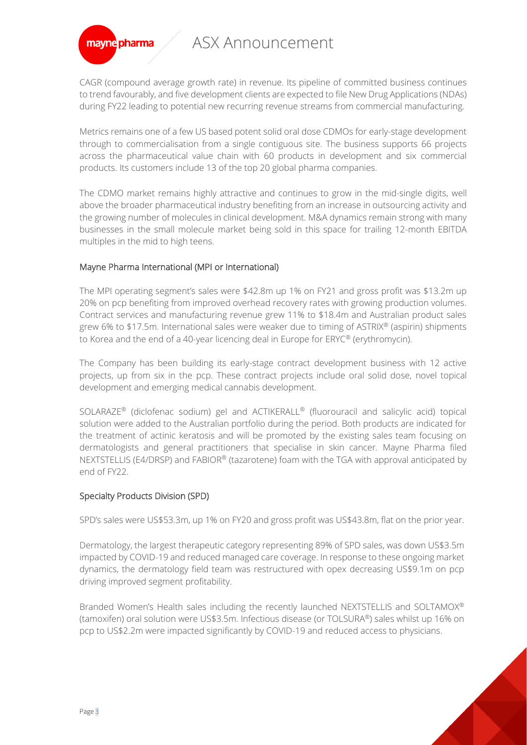CAGR (compound average growth rate) in revenue. Its pipeline of committed business continues to trend favourably, and five development clients are expected to file New Drug Applications (NDAs) during FY22 leading to potential new recurring revenue streams from commercial manufacturing.

Metrics remains one of a few US based potent solid oral dose CDMOs for early-stage development through to commercialisation from a single contiguous site. The business supports 66 projects across the pharmaceutical value chain with 60 products in development and six commercial products. Its customers include 13 of the top 20 global pharma companies.

The CDMO market remains highly attractive and continues to grow in the mid-single digits, well above the broader pharmaceutical industry benefiting from an increase in outsourcing activity and the growing number of molecules in clinical development. M&A dynamics remain strong with many businesses in the small molecule market being sold in this space for trailing 12-month EBITDA multiples in the mid to high teens.

## Mayne Pharma International (MPI or International)

The MPI operating segment's sales were $42.8m up 1% on FY21 and gross profit was $13.2m up 20% on pcp benefiting from improved overhead recovery rates with growing production volumes. Contract services and manufacturing revenue grew 11% to $18.4m and Australian product sales grew 6% to $17.5m. International sales were weaker due to timing of ASTRIX® (aspirin) shipments to Korea and the end of a 40-year licencing deal in Europe for ERYC® (erythromycin).

The Company has been building its early-stage contract development business with 12 active projects, up from six in the pcp. These contract projects include oral solid dose, novel topical development and emerging medical cannabis development.

SOLARAZE® (diclofenac sodium) gel and ACTIKERALL® (fluorouracil and salicylic acid) topical solution were added to the Australian portfolio during the period. Both products are indicated for the treatment of actinic keratosis and will be promoted by the existing sales team focusing on dermatologists and general practitioners that specialise in skin cancer. Mayne Pharma filed NEXTSTELLIS (E4/DRSP) and FABIOR® (tazarotene) foam with the TGA with approval anticipated by end of FY22.

## Specialty Products Division (SPD)

SPD's sales were US$53.3m, up 1% on FY20 and gross profit was US$43.8m, flat on the prior year.

Dermatology, the largest therapeutic category representing 89% of SPD sales, was down US$3.5m impacted by COVID-19 and reduced managed care coverage. In response to these ongoing market dynamics, the dermatology field team was restructured with opex decreasing US$9.1m on pcp driving improved segment profitability.

Branded Women's Health sales including the recently launched NEXTSTELLIS and SOLTAMOX® (tamoxifen) oral solution were US$3.5m. Infectious disease (or TOLSURA®) sales whilst up 16% on pcp to US$2.2m were impacted significantly by COVID-19 and reduced access to physicians.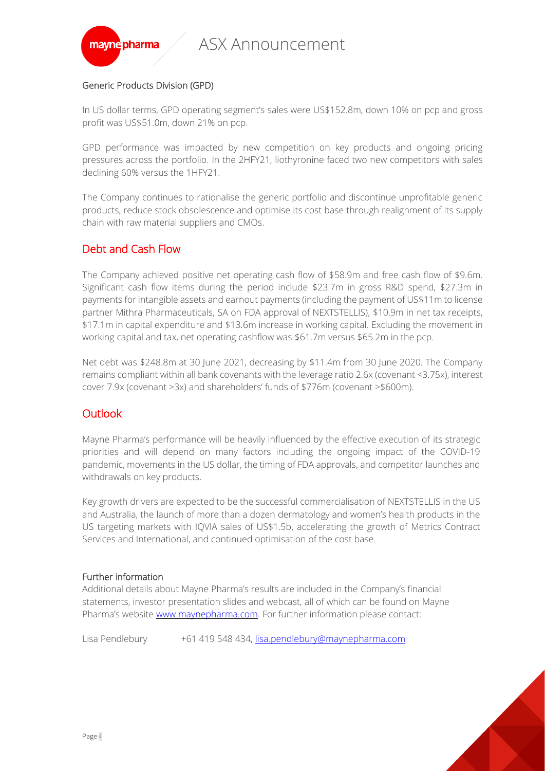### Generic Products Division (GPD)

In US dollar terms, GPD operating segment's sales were US$152.8m, down 10% on pcp and gross profit was US$51.0m, down 21% on pcp.

GPD performance was impacted by new competition on key products and ongoing pricing pressures across the portfolio. In the 2HFY21, liothyronine faced two new competitors with sales declining 60% versus the 1HFY21.

The Company continues to rationalise the generic portfolio and discontinue unprofitable generic products, reduce stock obsolescence and optimise its cost base through realignment of its supply chain with raw material suppliers and CMOs.

## Debt and Cash Flow

The Company achieved positive net operating cash flow of $58.9m and free cash flow of $9.6m. Significant cash flow items during the period include $23.7m in gross R&D spend, $27.3m in payments for intangible assets and earnout payments (including the payment of US$11m to license partner Mithra Pharmaceuticals, SA on FDA approval of NEXTSTELLIS), $10.9m in net tax receipts, $17.1m in capital expenditure and $13.6m increase in working capital. Excluding the movement in working capital and tax, net operating cashflow was $61.7m versus $65.2m in the pcp.

Net debt was $248.8m at 30 June 2021, decreasing by $11.4m from 30 June 2020. The Company remains compliant within all bank covenants with the leverage ratio 2.6x (covenant <3.75x), interest cover 7.9x (covenant >3x) and shareholders' funds of $776m (covenant >$600m).

## Outlook

Mayne Pharma's performance will be heavily influenced by the effective execution of its strategic priorities and will depend on many factors including the ongoing impact of the COVID-19 pandemic, movements in the US dollar, the timing of FDA approvals, and competitor launches and withdrawals on key products.

Key growth drivers are expected to be the successful commercialisation of NEXTSTELLIS in the US and Australia, the launch of more than a dozen dermatology and women's health products in the US targeting markets with IQVIA sales of US$1.5b, accelerating the growth of Metrics Contract Services and International, and continued optimisation of the cost base.

### Further information

Additional details about Mayne Pharma's results are included in the Company's financial statements, investor presentation slides and webcast, all of which can be found on Mayne Pharma's website www.maynepharma.com. For further information please contact:

Lisa Pendlebury +61 419 548 434, lisa.pendlebury@maynepharma.com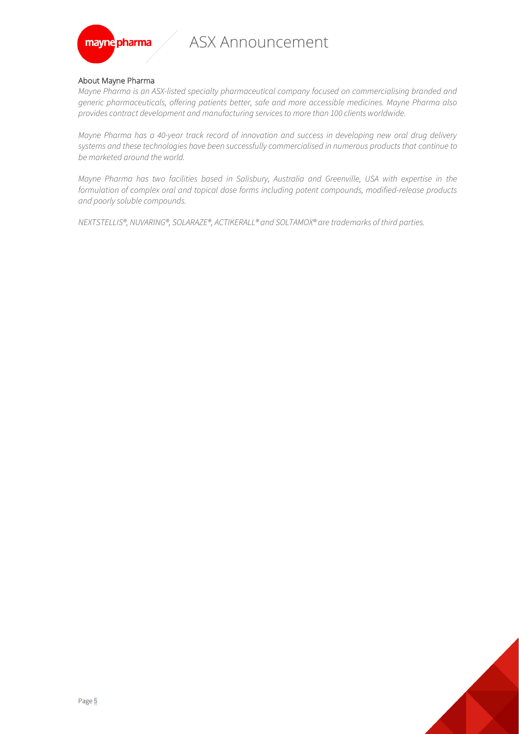### About Mayne Pharma

*Mayne Pharma is an ASX-listed specialty pharmaceutical company focused on commercialising branded and generic pharmaceuticals, offering patients better, safe and more accessible medicines. Mayne Pharma also provides contract development and manufacturing services to more than 100 clients worldwide.*

*Mayne Pharma has a 40-year track record of innovation and success in developing new oral drug delivery systems and these technologies have been successfully commercialised in numerous products that continue to be marketed around the world.*

*Mayne Pharma has two facilities based in Salisbury, Australia and Greenville, USA with expertise in the formulation of complex oral and topical dose forms including potent compounds, modified-release products and poorly soluble compounds.*

*NEXTSTELLIS®, NUVARING®, SOLARAZE®, ACTIKERALL® and SOLTAMOX® are trademarks of third parties.*